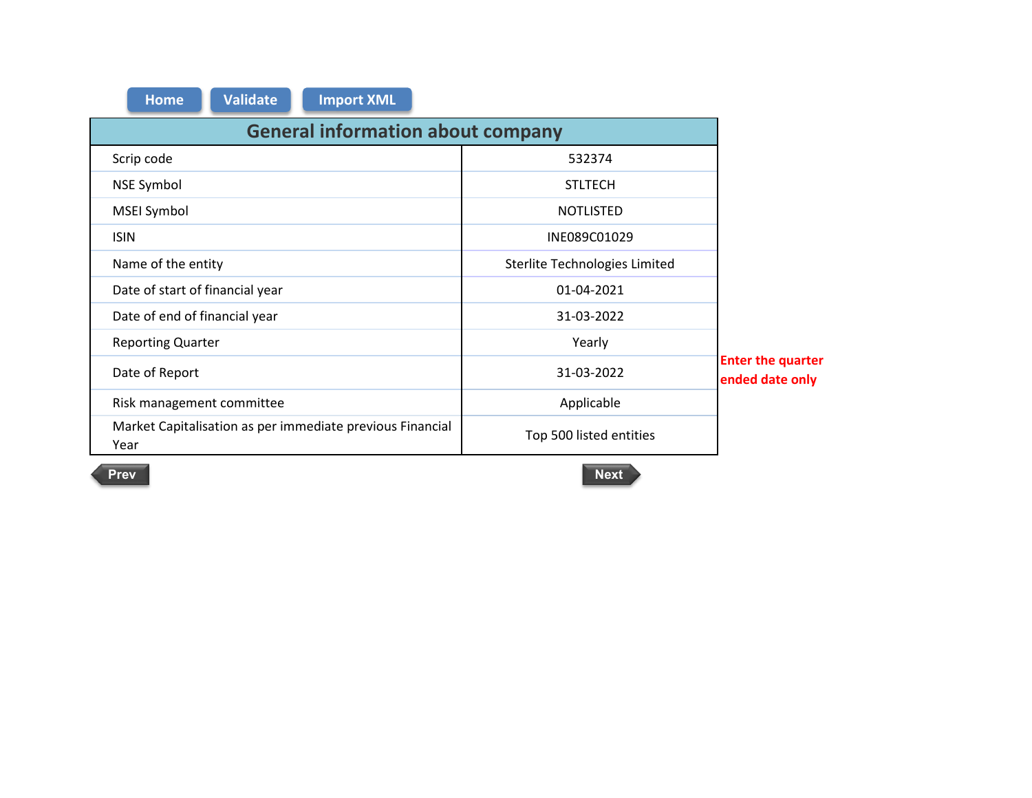Home | Validate | Import XML

| General information about company | |
|---|---|
| Scrip code | 532374 |
| NSE Symbol | STLTECH |
| MSEI Symbol | NOTLISTED |
| ISIN | INE089C01029 |
| Name of the entity | Sterlite Technologies Limited |
| Date of start of financial year | 01-04-2021 |
| Date of end of financial year | 31-03-2022 |
| Reporting Quarter | Yearly |
| Date of Report | 31-03-2022 |
| Risk management committee | Applicable |
| Market Capitalisation as per immediate previous Financial Year | Top 500 listed entities |

**Enter the quarter ended date only**

Prev | Next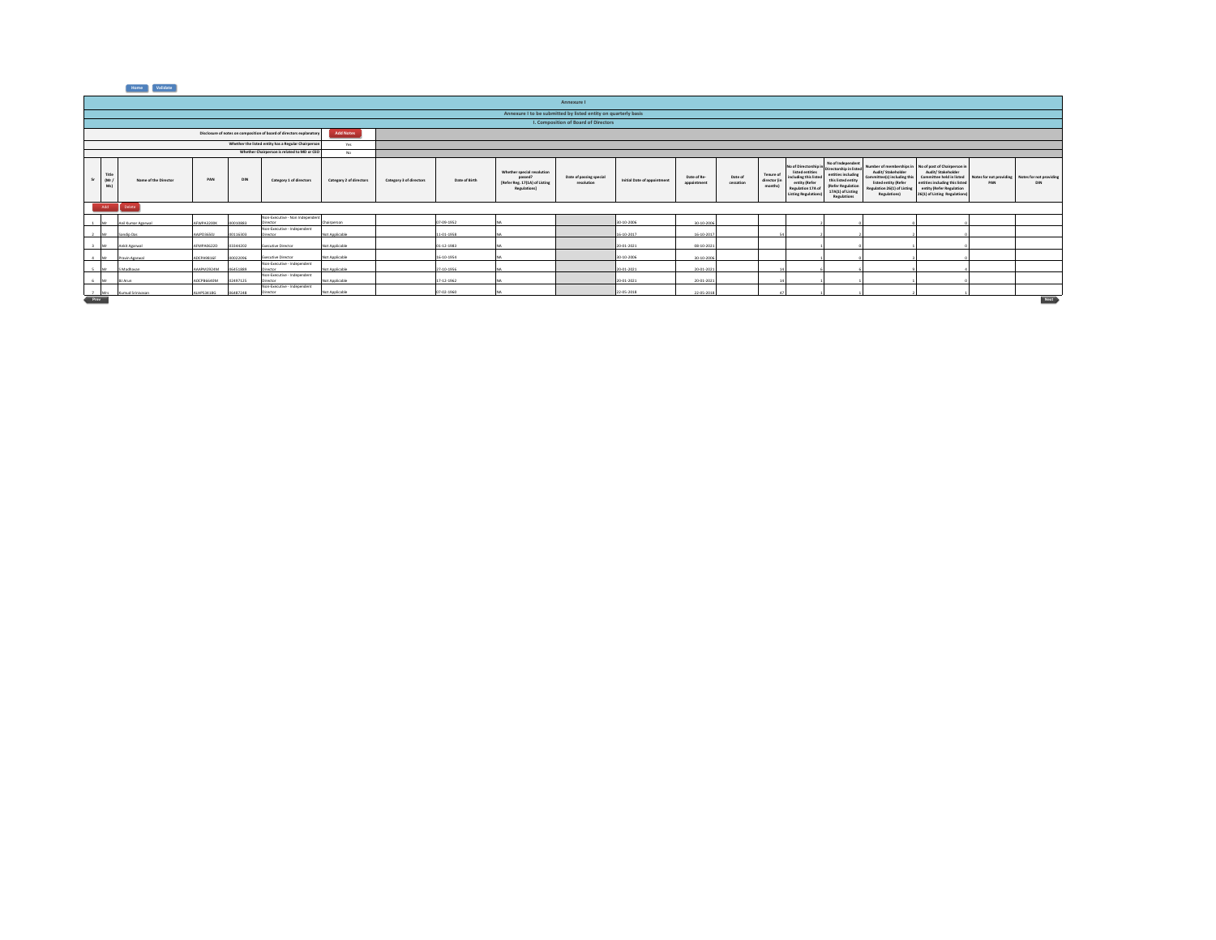# Annexure I

## Annexure I to be submitted by listed entity on quarterly basis

### I. Composition of Board of Directors

| | |
|---|---|
| Disclosure of notes on composition of board of directors explanatory | Add Notes |
| Whether the listed entity has a Regular Chairperson | Yes |
| Whether Chairperson is related to MD or CEO | No |

| Sr | Title (Mr / Ms) | Name of the Director | PAN | DIN | Category 1 of directors | Category 2 of directors | Category 3 of directors | Date of Birth | Whether special resolution passed? [Refer Reg. 17(1A) of Listing Regulations] | Date of passing special resolution | Initial Date of appointment | Date of Re-appointment | Date of cessation | Tenure of director (in months) | No of Directorship in listed entities including this listed entity (Refer Regulation 17A of Listing Regulations) | No of Independent Directorship in listed entities including this listed entity (Refer Regulation 17A(1) of Listing Regulations | Number of memberships in Audit/ Stakeholder Committee(s) including this listed entity (Refer Regulation 26(1) of Listing Regulations) | No of post of Chairperson in Audit/ Stakeholder Committee held in listed entities including this listed entity (Refer Regulation 26(1) of Listing Regulations) | Notes for not providing PAN | Notes for not providing DIN |
|---|---|---|---|---|---|---|---|---|---|---|---|---|---|---|---|---|---|---|---|---|
| 1 | Mr | Anil Kumar Agarwal | AFWPA3208K | 00010883 | Non-Executive - Non Independent Director | Chairperson | | 07-09-1952 | NA | | 30-10-2006 | 30-10-2006 | | | 2 | 0 | 0 | 0 | | |
| 2 | Mr | Sandip Das | AAIPD3650J | 00116303 | Non-Executive - Independent Director | Not Applicable | | 11-01-1958 | NA | | 16-10-2017 | 16-10-2017 | | 54 | 2 | 2 | 2 | 0 | | |
| 3 | Mr | Ankit Agarwal | AFVPA0622D | 03344202 | Executive Director | Not Applicable | | 01-12-1983 | NA | | 20-01-2021 | 08-10-2021 | | | 1 | 0 | 1 | 0 | | |
| 4 | Mr | Pravin Agarwal | ADCPA9816F | 00022096 | Executive Director | Not Applicable | | 16-10-1954 | NA | | 30-10-2006 | 30-10-2006 | | | 1 | 0 | 1 | 0 | | |
| 5 | Mr | S Madhavan | AAAPM2924M | 06451889 | Non-Executive - Independent Director | Not Applicable | | 27-10-1956 | NA | | 20-01-2021 | 20-01-2021 | | 14 | 6 | 6 | 9 | 4 | | |
| 6 | Mr | AJ Arun | ADCPB6640M | 02497125 | Non-Executive - Independent Director | Not Applicable | | 17-12-1962 | NA | | 20-01-2021 | 20-01-2021 | | 14 | 1 | 1 | 1 | 0 | | |
| 7 | Mrs | Kumud Srinivasan | ALHPS3418G | 06487248 | Non-Executive - Independent Director | Not Applicable | | 07-02-1960 | NA | | 22-05-2018 | 22-05-2018 | | 47 | 1 | 1 | 2 | 1 | | |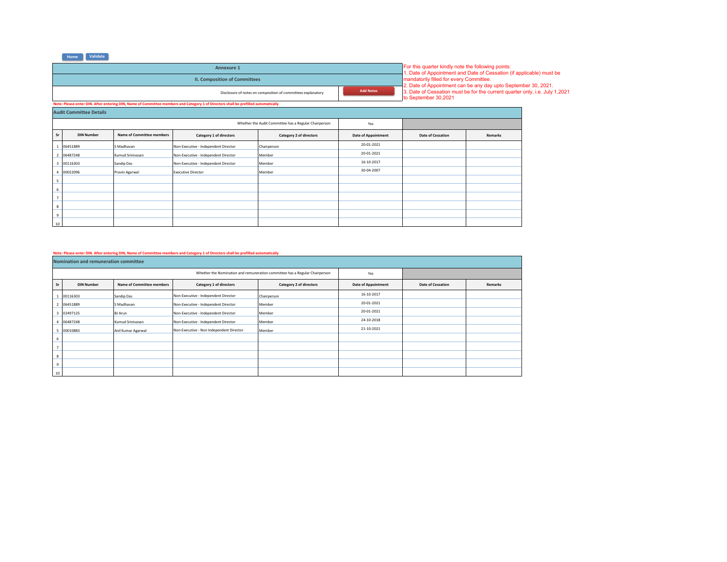Home Validate

## Annexure 1

### II. Composition of Committees

Disclosure of notes on composition of committees explanatory — Add Notes

For this quarter kindly note the following points:
1. Date of Appointment and Date of Cessation (if applicable) must be mandatorily filled for every Committee.
2. Date of Appointment can be any day upto September 30, 2021.
3. Date of Cessation must be for the current quarter only, i.e. July 1,2021 to September 30,2021

**Note: Please enter DIN. After entering DIN, Name of Committee members and Category 1 of Directors shall be prefilled automatically**

### Audit Committee Details

Whether the Audit Committee has a Regular Chairperson: Yes

| Sr | DIN Number | Name of Committee members | Category 1 of directors | Category 2 of directors | Date of Appointment | Date of Cessation | Remarks |
|---|---|---|---|---|---|---|---|
| 1 | 06451889 | S Madhavan | Non-Executive - Independent Director | Chairperson | 20-01-2021 | | |
| 2 | 06487248 | Kumud Srinivasan | Non-Executive - Independent Director | Member | 20-01-2021 | | |
| 3 | 00116303 | Sandip Das | Non-Executive - Independent Director | Member | 16-10-2017 | | |
| 4 | 00022096 | Pravin Agarwal | Executive Director | Member | 30-04-2007 | | |
| 5 | | | | | | | |
| 6 | | | | | | | |
| 7 | | | | | | | |
| 8 | | | | | | | |
| 9 | | | | | | | |
| 10 | | | | | | | |

**Note: Please enter DIN. After entering DIN, Name of Committee members and Category 1 of Directors shall be prefilled automatically**

### Nomination and remuneration committee

Whether the Nomination and remuneration committee has a Regular Chairperson: Yes

| Sr | DIN Number | Name of Committee members | Category 1 of directors | Category 2 of directors | Date of Appointment | Date of Cessation | Remarks |
|---|---|---|---|---|---|---|---|
| 1 | 00116303 | Sandip Das | Non-Executive - Independent Director | Chairperson | 16-10-2017 | | |
| 2 | 06451889 | S Madhavan | Non-Executive - Independent Director | Member | 20-01-2021 | | |
| 3 | 02497125 | BJ Arun | Non-Executive - Independent Director | Member | 20-01-2021 | | |
| 4 | 06487248 | Kumud Srinivasan | Non-Executive - Independent Director | Member | 24-10-2018 | | |
| 5 | 00010883 | Anil Kumar Agarwal | Non-Executive - Non Independent Director | Member | 21-10-2021 | | |
| 6 | | | | | | | |
| 7 | | | | | | | |
| 8 | | | | | | | |
| 9 | | | | | | | |
| 10 | | | | | | | |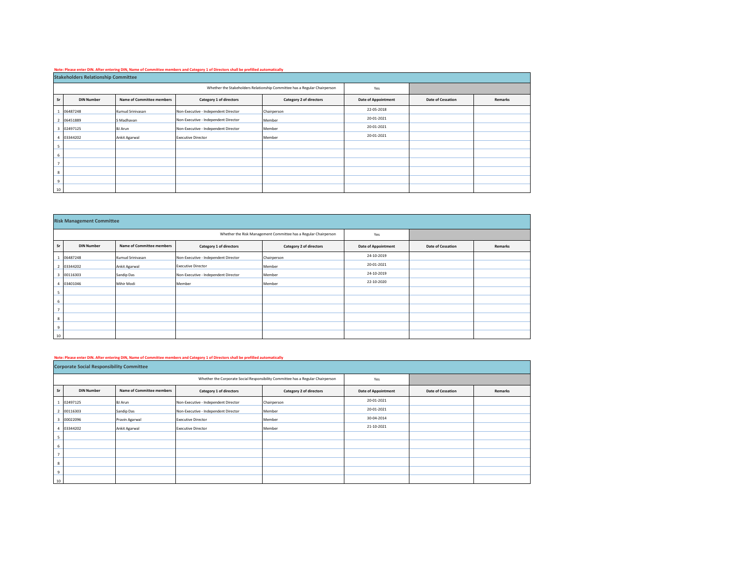**Note: Please enter DIN. After entering DIN, Name of Committee members and Category 1 of Directors shall be prefilled automatically**

## Stakeholders Relationship Committee

Whether the Stakeholders Relationship Committee has a Regular Chairperson: Yes

| Sr | DIN Number | Name of Committee members | Category 1 of directors | Category 2 of directors | Date of Appointment | Date of Cessation | Remarks |
|---|---|---|---|---|---|---|---|
| 1 | 06487248 | Kumud Srinivasan | Non-Executive - Independent Director | Chairperson | 22-05-2018 | | |
| 2 | 06451889 | S Madhavan | Non-Executive - Independent Director | Member | 20-01-2021 | | |
| 3 | 02497125 | BJ Arun | Non-Executive - Independent Director | Member | 20-01-2021 | | |
| 4 | 03344202 | Ankit Agarwal | Executive Director | Member | 20-01-2021 | | |
| 5 | | | | | | | |
| 6 | | | | | | | |
| 7 | | | | | | | |
| 8 | | | | | | | |
| 9 | | | | | | | |
| 10 | | | | | | | |

## Risk Management Committee

Whether the Risk Management Committee has a Regular Chairperson: Yes

| Sr | DIN Number | Name of Committee members | Category 1 of directors | Category 2 of directors | Date of Appointment | Date of Cessation | Remarks |
|---|---|---|---|---|---|---|---|
| 1 | 06487248 | Kumud Srinivasan | Non-Executive - Independent Director | Chairperson | 24-10-2019 | | |
| 2 | 03344202 | Ankit Agarwal | Executive Director | Member | 20-01-2021 | | |
| 3 | 00116303 | Sandip Das | Non-Executive - Independent Director | Member | 24-10-2019 | | |
| 4 | 03401046 | Mihir Modi | Member | Member | 22-10-2020 | | |
| 5 | | | | | | | |
| 6 | | | | | | | |
| 7 | | | | | | | |
| 8 | | | | | | | |
| 9 | | | | | | | |
| 10 | | | | | | | |

**Note: Please enter DIN. After entering DIN, Name of Committee members and Category 1 of Directors shall be prefilled automatically**

## Corporate Social Responsibility Committee

Whether the Corporate Social Responsibility Committee has a Regular Chairperson: Yes

| Sr | DIN Number | Name of Committee members | Category 1 of directors | Category 2 of directors | Date of Appointment | Date of Cessation | Remarks |
|---|---|---|---|---|---|---|---|
| 1 | 02497125 | BJ Arun | Non-Executive - Independent Director | Chairperson | 20-01-2021 | | |
| 2 | 00116303 | Sandip Das | Non-Executive - Independent Director | Member | 20-01-2021 | | |
| 3 | 00022096 | Pravin Agarwal | Executive Director | Member | 30-04-2014 | | |
| 4 | 03344202 | Ankit Agarwal | Executive Director | Member | 21-10-2021 | | |
| 5 | | | | | | | |
| 6 | | | | | | | |
| 7 | | | | | | | |
| 8 | | | | | | | |
| 9 | | | | | | | |
| 10 | | | | | | | |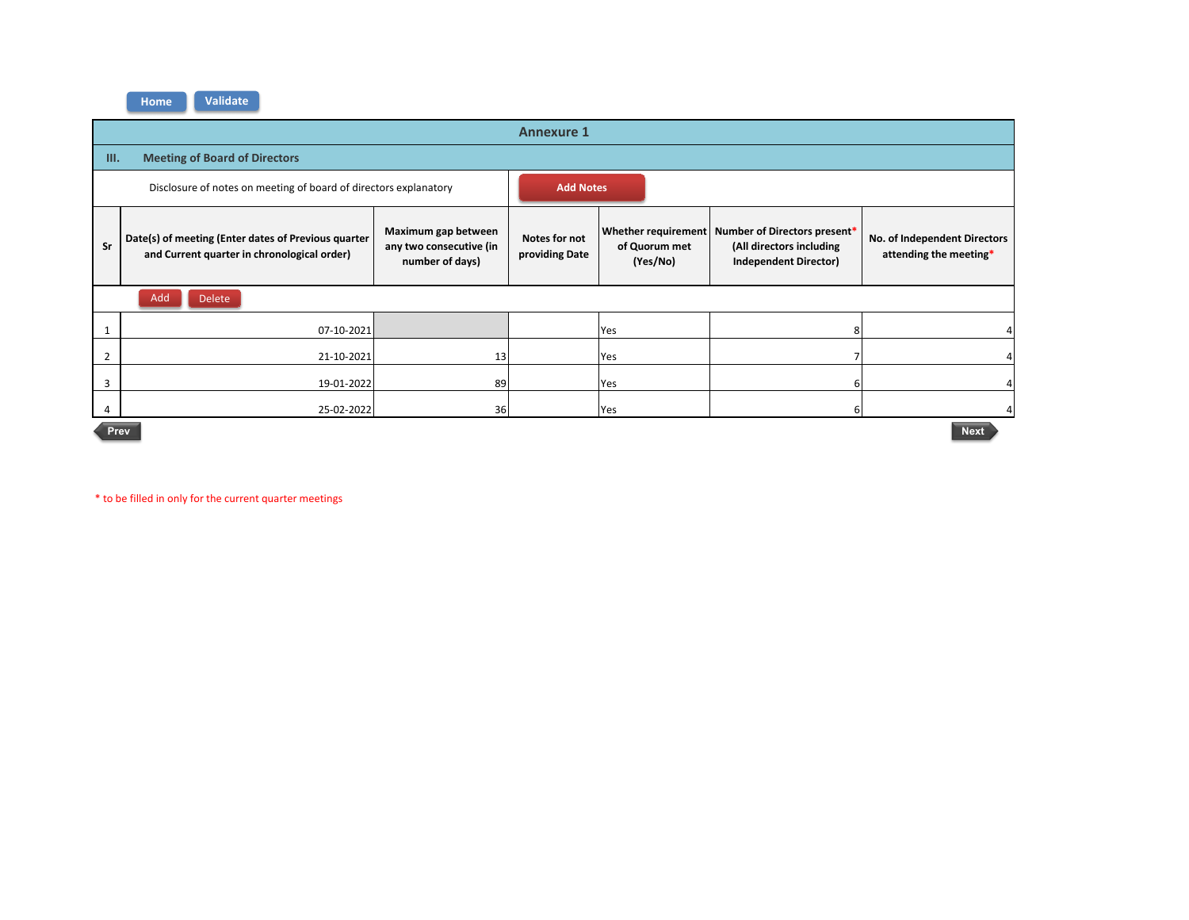## Annexure 1

### III. Meeting of Board of Directors

Disclosure of notes on meeting of board of directors explanatory

| Sr | Date(s) of meeting (Enter dates of Previous quarter and Current quarter in chronological order) | Maximum gap between any two consecutive (in number of days) | Notes for not providing Date | Whether requirement of Quorum met (Yes/No) | Number of Directors present* (All directors including Independent Director) | No. of Independent Directors attending the meeting* |
|---|---|---|---|---|---|---|
| 1 | 07-10-2021 | | | Yes | 8 | 4 |
| 2 | 21-10-2021 | 13 | | Yes | 7 | 4 |
| 3 | 19-01-2022 | 89 | | Yes | 6 | 4 |
| 4 | 25-02-2022 | 36 | | Yes | 6 | 4 |

* to be filled in only for the current quarter meetings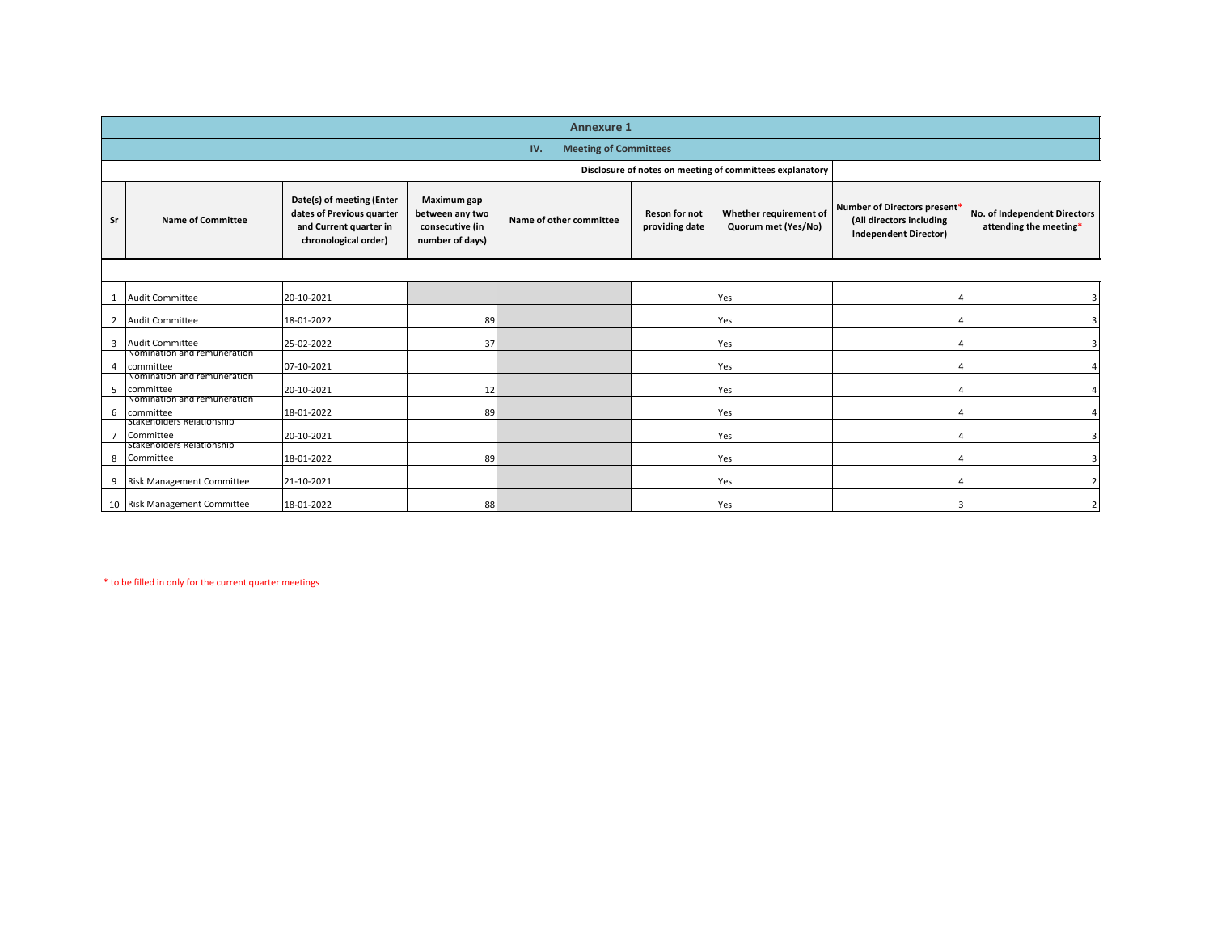## Annexure 1

### IV. Meeting of Committees

**Disclosure of notes on meeting of committees explanatory**

| Sr | Name of Committee | Date(s) of meeting (Enter dates of Previous quarter and Current quarter in chronological order) | Maximum gap between any two consecutive (in number of days) | Name of other committee | Reson for not providing date | Whether requirement of Quorum met (Yes/No) | Number of Directors present* (All directors including Independent Director) | No. of Independent Directors attending the meeting* |
|---|---|---|---|---|---|---|---|---|
| 1 | Audit Committee | 20-10-2021 | | | | Yes | 4 | 3 |
| 2 | Audit Committee | 18-01-2022 | 89 | | | Yes | 4 | 3 |
| 3 | Audit Committee | 25-02-2022 | 37 | | | Yes | 4 | 3 |
| 4 | Nomination and remuneration committee | 07-10-2021 | | | | Yes | 4 | 4 |
| 5 | Nomination and remuneration committee | 20-10-2021 | 12 | | | Yes | 4 | 4 |
| 6 | Nomination and remuneration committee | 18-01-2022 | 89 | | | Yes | 4 | 4 |
| 7 | Stakeholders Relationship Committee | 20-10-2021 | | | | Yes | 4 | 3 |
| 8 | Stakeholders Relationship Committee | 18-01-2022 | 89 | | | Yes | 4 | 3 |
| 9 | Risk Management Committee | 21-10-2021 | | | | Yes | 4 | 2 |
| 10 | Risk Management Committee | 18-01-2022 | 88 | | | Yes | 3 | 2 |

* to be filled in only for the current quarter meetings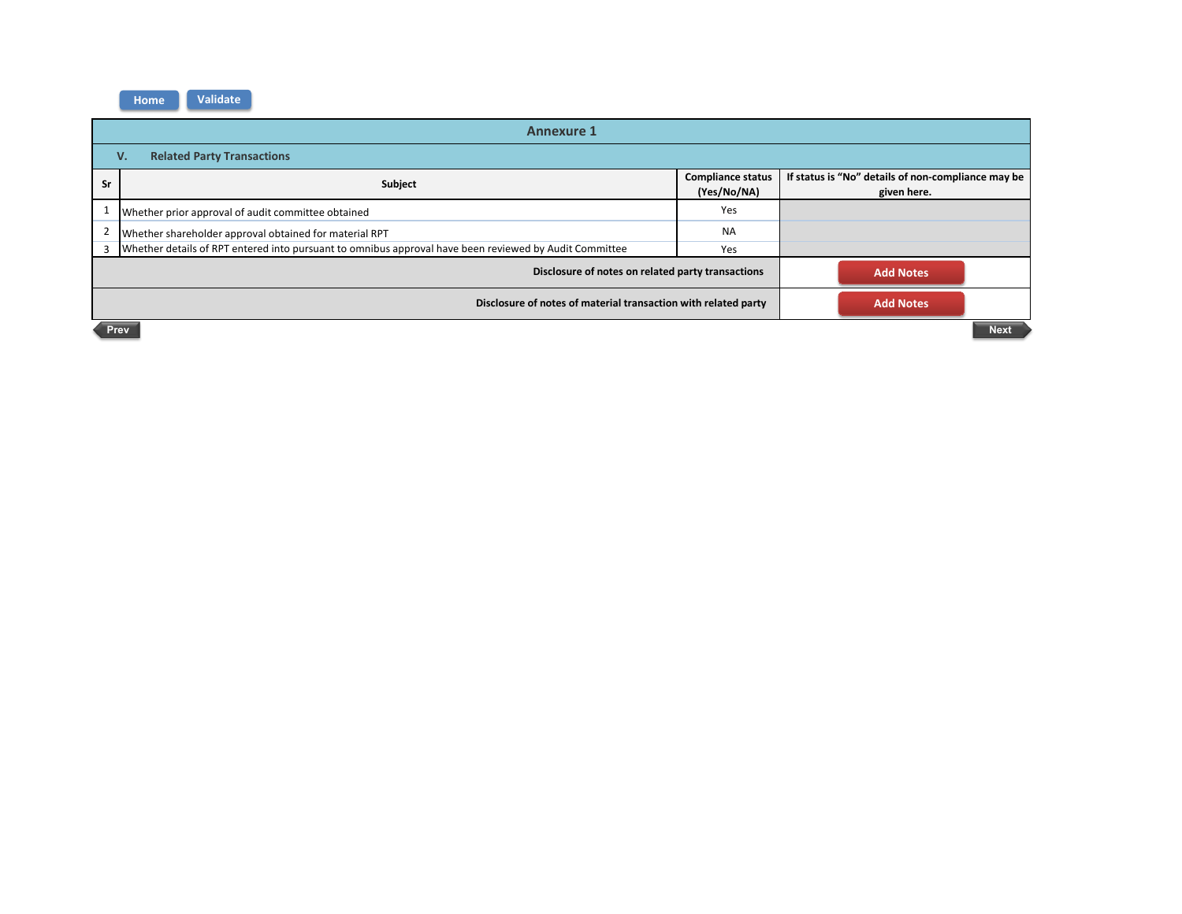Home | Validate

# Annexure 1

## V. Related Party Transactions

| Sr | Subject | Compliance status (Yes/No/NA) | If status is "No" details of non-compliance may be given here. |
|---|---|---|---|
| 1 | Whether prior approval of audit committee obtained | Yes | |
| 2 | Whether shareholder approval obtained for material RPT | NA | |
| 3 | Whether details of RPT entered into pursuant to omnibus approval have been reviewed by Audit Committee | Yes | |
| | Disclosure of notes on related party transactions | | Add Notes |
| | Disclosure of notes of material transaction with related party | | Add Notes |

Prev | Next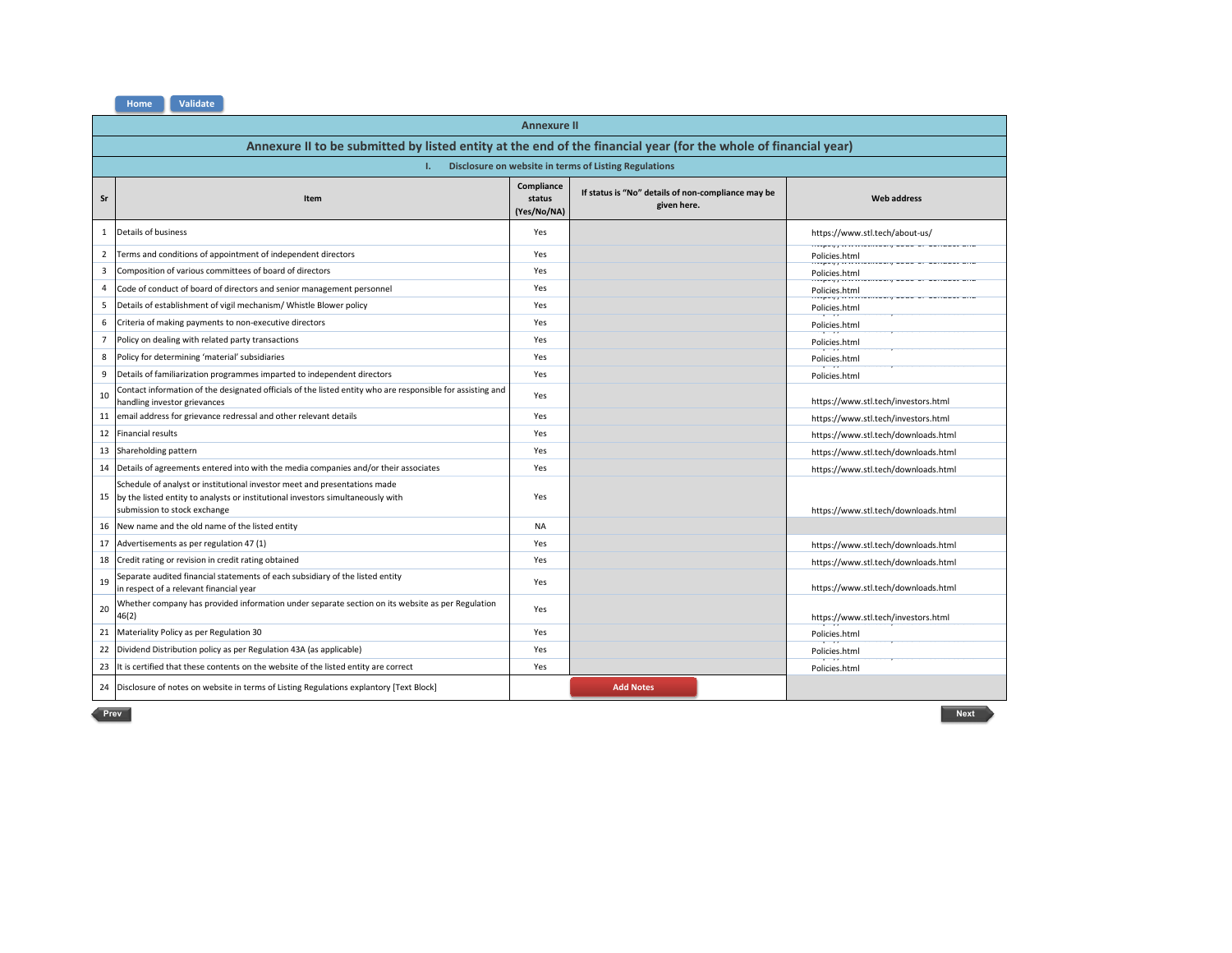Home | Validate

## Annexure II

### Annexure II to be submitted by listed entity at the end of the financial year (for the whole of financial year)

#### I. Disclosure on website in terms of Listing Regulations

| Sr | Item | Compliance status (Yes/No/NA) | If status is "No" details of non-compliance may be given here. | Web address |
|---|---|---|---|---|
| 1 | Details of business | Yes | | https://www.stl.tech/about-us/ |
| 2 | Terms and conditions of appointment of independent directors | Yes | | Policies.html |
| 3 | Composition of various committees of board of directors | Yes | | Policies.html |
| 4 | Code of conduct of board of directors and senior management personnel | Yes | | Policies.html |
| 5 | Details of establishment of vigil mechanism/ Whistle Blower policy | Yes | | Policies.html |
| 6 | Criteria of making payments to non-executive directors | Yes | | Policies.html |
| 7 | Policy on dealing with related party transactions | Yes | | Policies.html |
| 8 | Policy for determining 'material' subsidiaries | Yes | | Policies.html |
| 9 | Details of familiarization programmes imparted to independent directors | Yes | | Policies.html |
| 10 | Contact information of the designated officials of the listed entity who are responsible for assisting and handling investor grievances | Yes | | https://www.stl.tech/investors.html |
| 11 | email address for grievance redressal and other relevant details | Yes | | https://www.stl.tech/investors.html |
| 12 | Financial results | Yes | | https://www.stl.tech/downloads.html |
| 13 | Shareholding pattern | Yes | | https://www.stl.tech/downloads.html |
| 14 | Details of agreements entered into with the media companies and/or their associates | Yes | | https://www.stl.tech/downloads.html |
| 15 | Schedule of analyst or institutional investor meet and presentations made by the listed entity to analysts or institutional investors simultaneously with submission to stock exchange | Yes | | https://www.stl.tech/downloads.html |
| 16 | New name and the old name of the listed entity | NA | | |
| 17 | Advertisements as per regulation 47 (1) | Yes | | https://www.stl.tech/downloads.html |
| 18 | Credit rating or revision in credit rating obtained | Yes | | https://www.stl.tech/downloads.html |
| 19 | Separate audited financial statements of each subsidiary of the listed entity in respect of a relevant financial year | Yes | | https://www.stl.tech/downloads.html |
| 20 | Whether company has provided information under separate section on its website as per Regulation 46(2) | Yes | | https://www.stl.tech/investors.html |
| 21 | Materiality Policy as per Regulation 30 | Yes | | Policies.html |
| 22 | Dividend Distribution policy as per Regulation 43A (as applicable) | Yes | | Policies.html |
| 23 | It is certified that these contents on the website of the listed entity are correct | Yes | | Policies.html |
| 24 | Disclosure of notes on website in terms of Listing Regulations explantory [Text Block] | | Add Notes | |

Prev | Next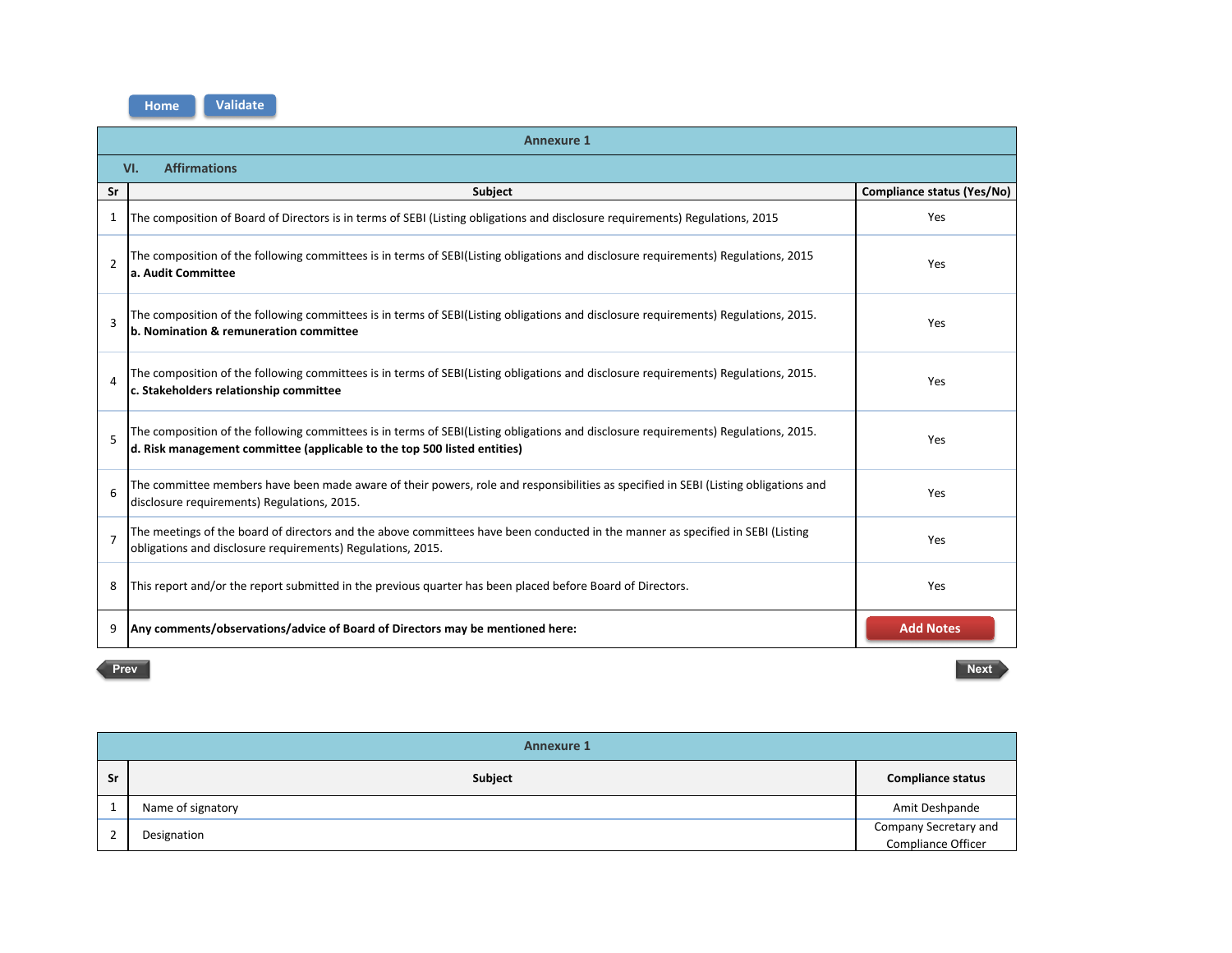Home Validate

| Annexure 1 | | |
|---|---|---|
| **VI. Affirmations** | | |
| **Sr** | **Subject** | **Compliance status (Yes/No)** |
| 1 | The composition of Board of Directors is in terms of SEBI (Listing obligations and disclosure requirements) Regulations, 2015 | Yes |
| 2 | The composition of the following committees is in terms of SEBI(Listing obligations and disclosure requirements) Regulations, 2015 **a. Audit Committee** | Yes |
| 3 | The composition of the following committees is in terms of SEBI(Listing obligations and disclosure requirements) Regulations, 2015. **b. Nomination & remuneration committee** | Yes |
| 4 | The composition of the following committees is in terms of SEBI(Listing obligations and disclosure requirements) Regulations, 2015. **c. Stakeholders relationship committee** | Yes |
| 5 | The composition of the following committees is in terms of SEBI(Listing obligations and disclosure requirements) Regulations, 2015. **d. Risk management committee (applicable to the top 500 listed entities)** | Yes |
| 6 | The committee members have been made aware of their powers, role and responsibilities as specified in SEBI (Listing obligations and disclosure requirements) Regulations, 2015. | Yes |
| 7 | The meetings of the board of directors and the above committees have been conducted in the manner as specified in SEBI (Listing obligations and disclosure requirements) Regulations, 2015. | Yes |
| 8 | This report and/or the report submitted in the previous quarter has been placed before Board of Directors. | Yes |
| 9 | **Any comments/observations/advice of Board of Directors may be mentioned here:** | Add Notes |

Prev Next

| Annexure 1 | | |
|---|---|---|
| **Sr** | **Subject** | **Compliance status** |
| 1 | Name of signatory | Amit Deshpande |
| 2 | Designation | Company Secretary and Compliance Officer |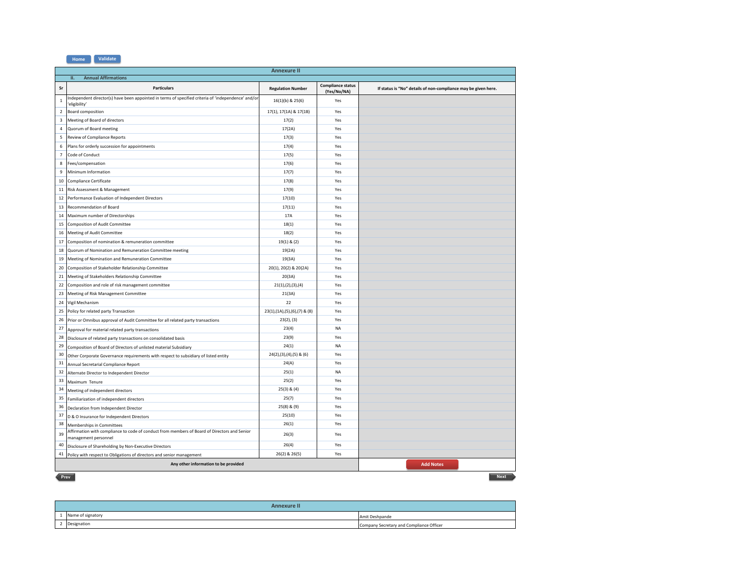## Annexure II

### II. Annual Affirmations

| Sr | Particulars | Regulation Number | Compliance status (Yes/No/NA) | If status is "No" details of non-compliance may be given here. |
|---|---|---|---|---|
| 1 | Independent director(s) have been appointed in terms of specified criteria of 'independence' and/or 'eligibility' | 16(1)(b) & 25(6) | Yes | |
| 2 | Board composition | 17(1), 17(1A) & 17(1B) | Yes | |
| 3 | Meeting of Board of directors | 17(2) | Yes | |
| 4 | Quorum of Board meeting | 17(2A) | Yes | |
| 5 | Review of Compliance Reports | 17(3) | Yes | |
| 6 | Plans for orderly succession for appointments | 17(4) | Yes | |
| 7 | Code of Conduct | 17(5) | Yes | |
| 8 | Fees/compensation | 17(6) | Yes | |
| 9 | Minimum Information | 17(7) | Yes | |
| 10 | Compliance Certificate | 17(8) | Yes | |
| 11 | Risk Assessment & Management | 17(9) | Yes | |
| 12 | Performance Evaluation of Independent Directors | 17(10) | Yes | |
| 13 | Recommendation of Board | 17(11) | Yes | |
| 14 | Maximum number of Directorships | 17A | Yes | |
| 15 | Composition of Audit Committee | 18(1) | Yes | |
| 16 | Meeting of Audit Committee | 18(2) | Yes | |
| 17 | Composition of nomination & remuneration committee | 19(1) & (2) | Yes | |
| 18 | Quorum of Nomination and Remuneration Committee meeting | 19(2A) | Yes | |
| 19 | Meeting of Nomination and Remuneration Committee | 19(3A) | Yes | |
| 20 | Composition of Stakeholder Relationship Committee | 20(1), 20(2) & 20(2A) | Yes | |
| 21 | Meeting of Stakeholders Relationship Committee | 20(3A) | Yes | |
| 22 | Composition and role of risk management committee | 21(1),(2),(3),(4) | Yes | |
| 23 | Meeting of Risk Management Committee | 21(3A) | Yes | |
| 24 | Vigil Mechanism | 22 | Yes | |
| 25 | Policy for related party Transaction | 23(1),(1A),(5),(6),(7) & (8) | Yes | |
| 26 | Prior or Omnibus approval of Audit Committee for all related party transactions | 23(2), (3) | Yes | |
| 27 | Approval for material related party transactions | 23(4) | NA | |
| 28 | Disclosure of related party transactions on consolidated basis | 23(9) | Yes | |
| 29 | Composition of Board of Directors of unlisted material Subsidiary | 24(1) | NA | |
| 30 | Other Corporate Governance requirements with respect to subsidiary of listed entity | 24(2),(3),(4),(5) & (6) | Yes | |
| 31 | Annual Secretarial Compliance Report | 24(A) | Yes | |
| 32 | Alternate Director to Independent Director | 25(1) | NA | |
| 33 | Maximum Tenure | 25(2) | Yes | |
| 34 | Meeting of independent directors | 25(3) & (4) | Yes | |
| 35 | Familiarization of independent directors | 25(7) | Yes | |
| 36 | Declaration from Independent Director | 25(8) & (9) | Yes | |
| 37 | D & O Insurance for Independent Directors | 25(10) | Yes | |
| 38 | Memberships in Committees | 26(1) | Yes | |
| 39 | Affirmation with compliance to code of conduct from members of Board of Directors and Senior management personnel | 26(3) | Yes | |
| 40 | Disclosure of Shareholding by Non-Executive Directors | 26(4) | Yes | |
| 41 | Policy with respect to Obligations of directors and senior management | 26(2) & 26(5) | Yes | |
| | **Any other information to be provided** | | | |

## Annexure II

| | | |
|---|---|---|
| 1 | Name of signatory | Amit Deshpande |
| 2 | Designation | Company Secretary and Compliance Officer |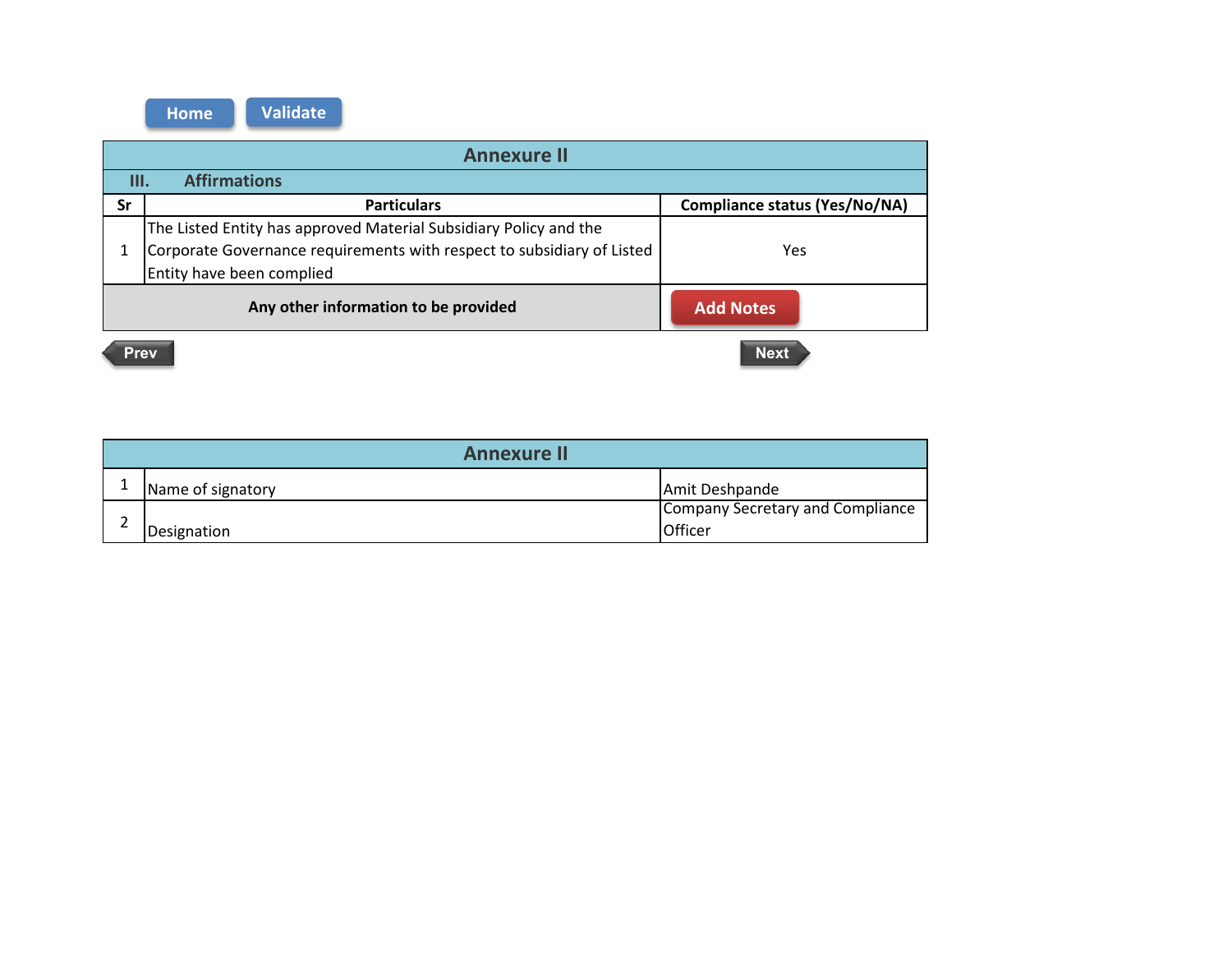Home | Validate

## Annexure II

### III. Affirmations

| Sr | Particulars | Compliance status (Yes/No/NA) |
|---|---|---|
| 1 | The Listed Entity has approved Material Subsidiary Policy and the Corporate Governance requirements with respect to subsidiary of Listed Entity have been complied | Yes |
| | **Any other information to be provided** | Add Notes |

Prev | Next

## Annexure II

| | | |
|---|---|---|
| 1 | Name of signatory | Amit Deshpande |
| 2 | Designation | Company Secretary and Compliance Officer |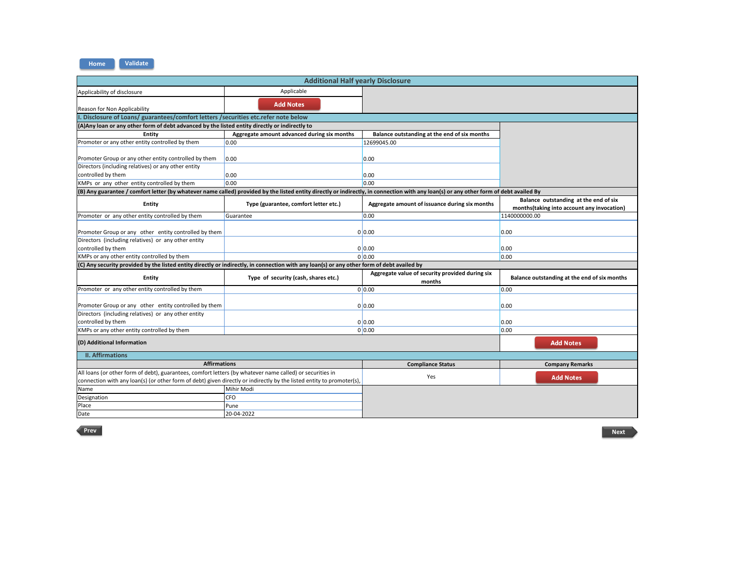## Additional Half yearly Disclosure

| Applicability of disclosure | Applicable |
|---|---|
| Reason for Non Applicability | Add Notes |

### I. Disclosure of Loans/ guarantees/comfort letters /securities etc.refer note below

**(A)Any loan or any other form of debt advanced by the listed entity directly or indirectly to**

| Entity | Aggregate amount advanced during six months | Balance outstanding at the end of six months |
|---|---|---|
| Promoter or any other entity controlled by them | 0.00 | 12699045.00 |
| Promoter Group or any other entity controlled by them | 0.00 | 0.00 |
| Directors (including relatives) or any other entity controlled by them | 0.00 | 0.00 |
| KMPs or any other entity controlled by them | 0.00 | 0.00 |

**(B) Any guarantee / comfort letter (by whatever name called) provided by the listed entity directly or indirectly, in connection with any loan(s) or any other form of debt availed By**

| Entity | Type (guarantee, comfort letter etc.) | Aggregate amount of issuance during six months | Balance outstanding at the end of six months(taking into account any invocation) |
|---|---|---|---|
| Promoter or any other entity controlled by them | Guarantee | 0.00 | 1140000000.00 |
| Promoter Group or any other entity controlled by them | 0 | 0.00 | 0.00 |
| Directors (including relatives) or any other entity controlled by them | 0 | 0.00 | 0.00 |
| KMPs or any other entity controlled by them | 0 | 0.00 | 0.00 |

**(C) Any security provided by the listed entity directly or indirectly, in connection with any loan(s) or any other form of debt availed by**

| Entity | Type of security (cash, shares etc.) | Aggregate value of security provided during six months | Balance outstanding at the end of six months |
|---|---|---|---|
| Promoter or any other entity controlled by them | 0 | 0.00 | 0.00 |
| Promoter Group or any other entity controlled by them | 0 | 0.00 | 0.00 |
| Directors (including relatives) or any other entity controlled by them | 0 | 0.00 | 0.00 |
| KMPs or any other entity controlled by them | 0 | 0.00 | 0.00 |

**(D) Additional Information** — Add Notes

### II. Affirmations

| Affirmations | Compliance Status | Company Remarks |
|---|---|---|
| All loans (or other form of debt), guarantees, comfort letters (by whatever name called) or securities in connection with any loan(s) (or other form of debt) given directly or indirectly by the listed entity to promoter(s), | Yes | Add Notes |

| Name | Mihir Modi |
|---|---|
| Designation | CFO |
| Place | Pune |
| Date | 20-04-2022 |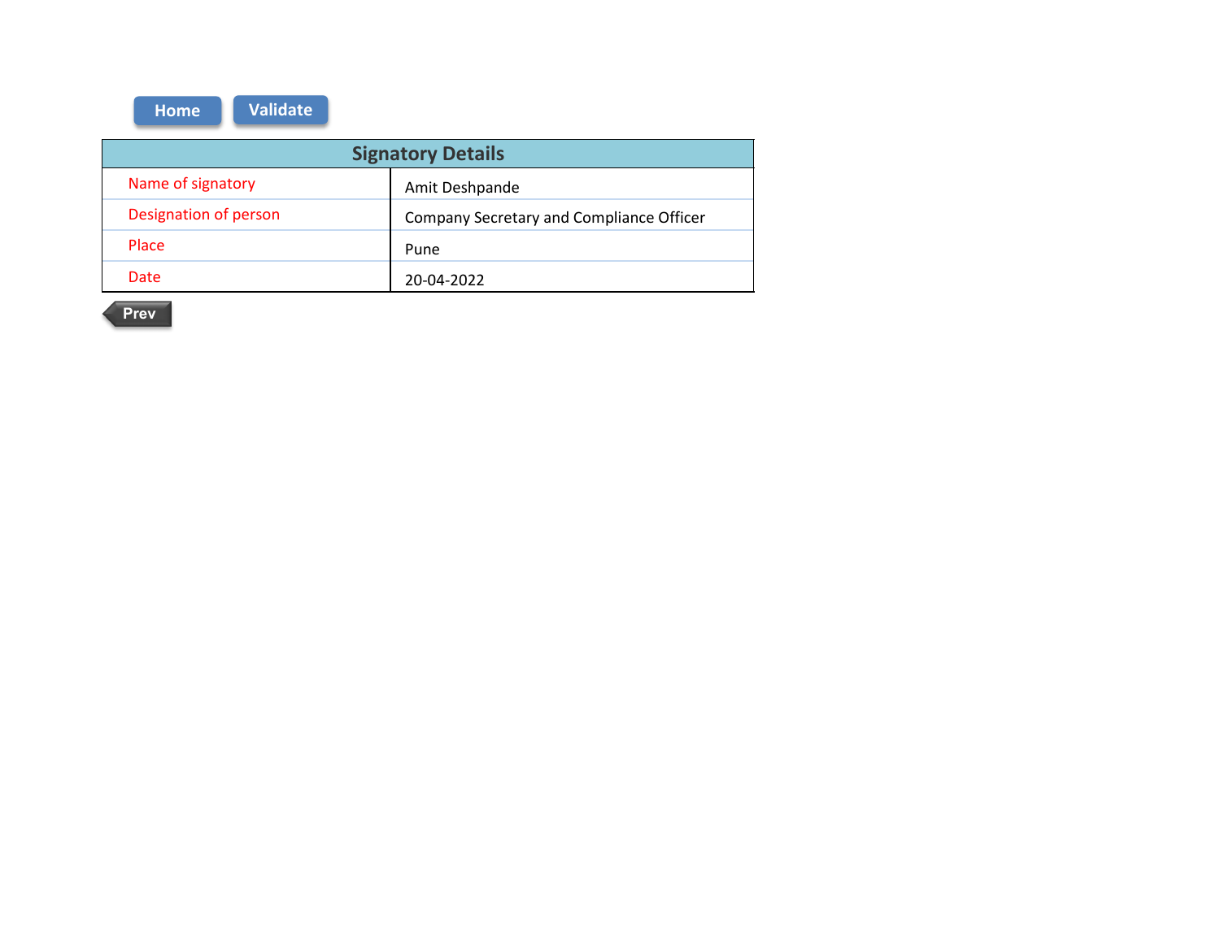Home Validate

| Signatory Details | |
|---|---|
| Name of signatory | Amit Deshpande |
| Designation of person | Company Secretary and Compliance Officer |
| Place | Pune |
| Date | 20-04-2022 |

Prev